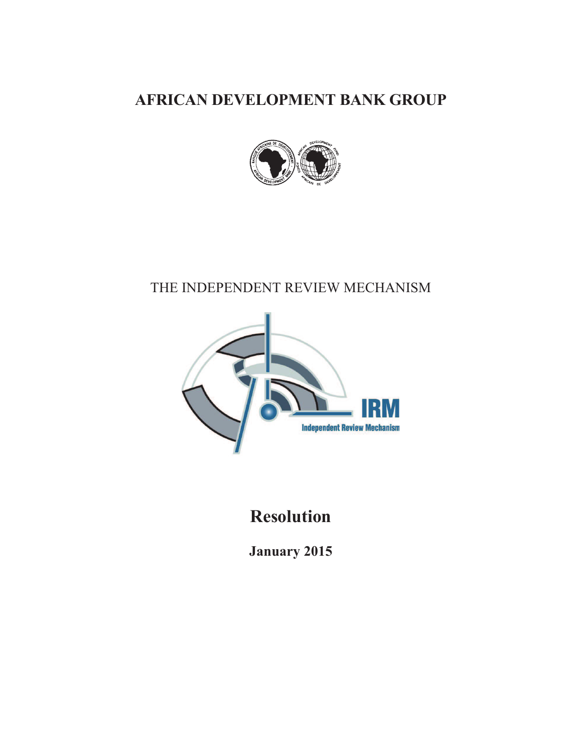# AFRICAN DEVELOPMENT BANK GROUP

THE INDEPENDENT REVIEW MECHANISM

IRM

Independent Review Mechanism

## Resolution

**January 2015**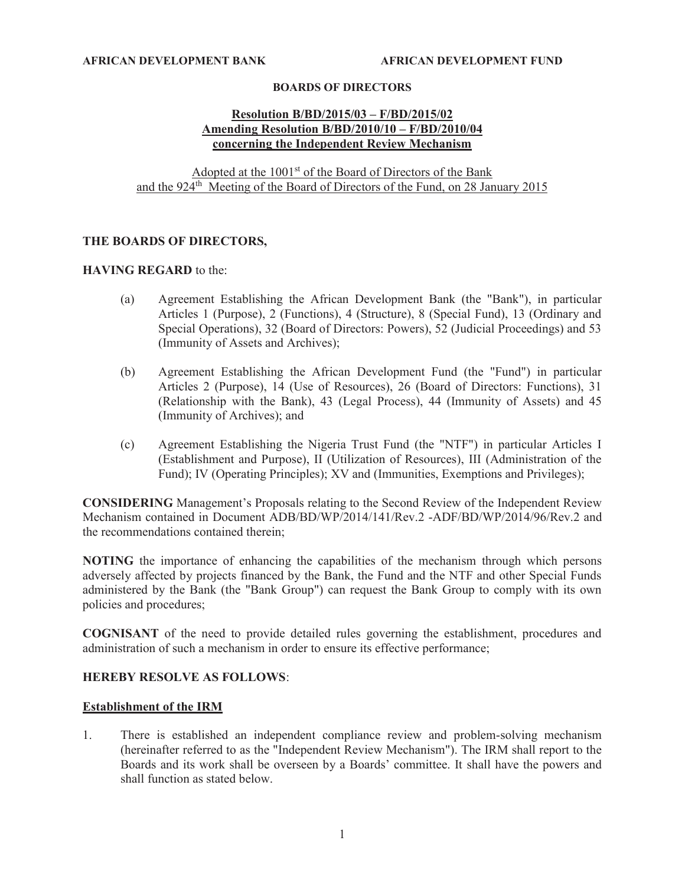**AFRICAN DEVELOPMENT BANK** **AFRICAN DEVELOPMENT FUND**

**BOARDS OF DIRECTORS**

**Resolution B/BD/2015/03 – F/BD/2015/02**
**Amending Resolution B/BD/2010/10 – F/BD/2010/04**
**concerning the Independent Review Mechanism**

Adopted at the 1001st of the Board of Directors of the Bank
and the 924th Meeting of the Board of Directors of the Fund, on 28 January 2015

**THE BOARDS OF DIRECTORS,**

**HAVING REGARD** to the:

(a) Agreement Establishing the African Development Bank (the "Bank"), in particular Articles 1 (Purpose), 2 (Functions), 4 (Structure), 8 (Special Fund), 13 (Ordinary and Special Operations), 32 (Board of Directors: Powers), 52 (Judicial Proceedings) and 53 (Immunity of Assets and Archives);

(b) Agreement Establishing the African Development Fund (the "Fund") in particular Articles 2 (Purpose), 14 (Use of Resources), 26 (Board of Directors: Functions), 31 (Relationship with the Bank), 43 (Legal Process), 44 (Immunity of Assets) and 45 (Immunity of Archives); and

(c) Agreement Establishing the Nigeria Trust Fund (the "NTF") in particular Articles I (Establishment and Purpose), II (Utilization of Resources), III (Administration of the Fund); IV (Operating Principles); XV and (Immunities, Exemptions and Privileges);

**CONSIDERING** Management's Proposals relating to the Second Review of the Independent Review Mechanism contained in Document ADB/BD/WP/2014/141/Rev.2 -ADF/BD/WP/2014/96/Rev.2 and the recommendations contained therein;

**NOTING** the importance of enhancing the capabilities of the mechanism through which persons adversely affected by projects financed by the Bank, the Fund and the NTF and other Special Funds administered by the Bank (the "Bank Group") can request the Bank Group to comply with its own policies and procedures;

**COGNISANT** of the need to provide detailed rules governing the establishment, procedures and administration of such a mechanism in order to ensure its effective performance;

**HEREBY RESOLVE AS FOLLOWS**:

**Establishment of the IRM**

1. There is established an independent compliance review and problem-solving mechanism (hereinafter referred to as the "Independent Review Mechanism"). The IRM shall report to the Boards and its work shall be overseen by a Boards' committee. It shall have the powers and shall function as stated below.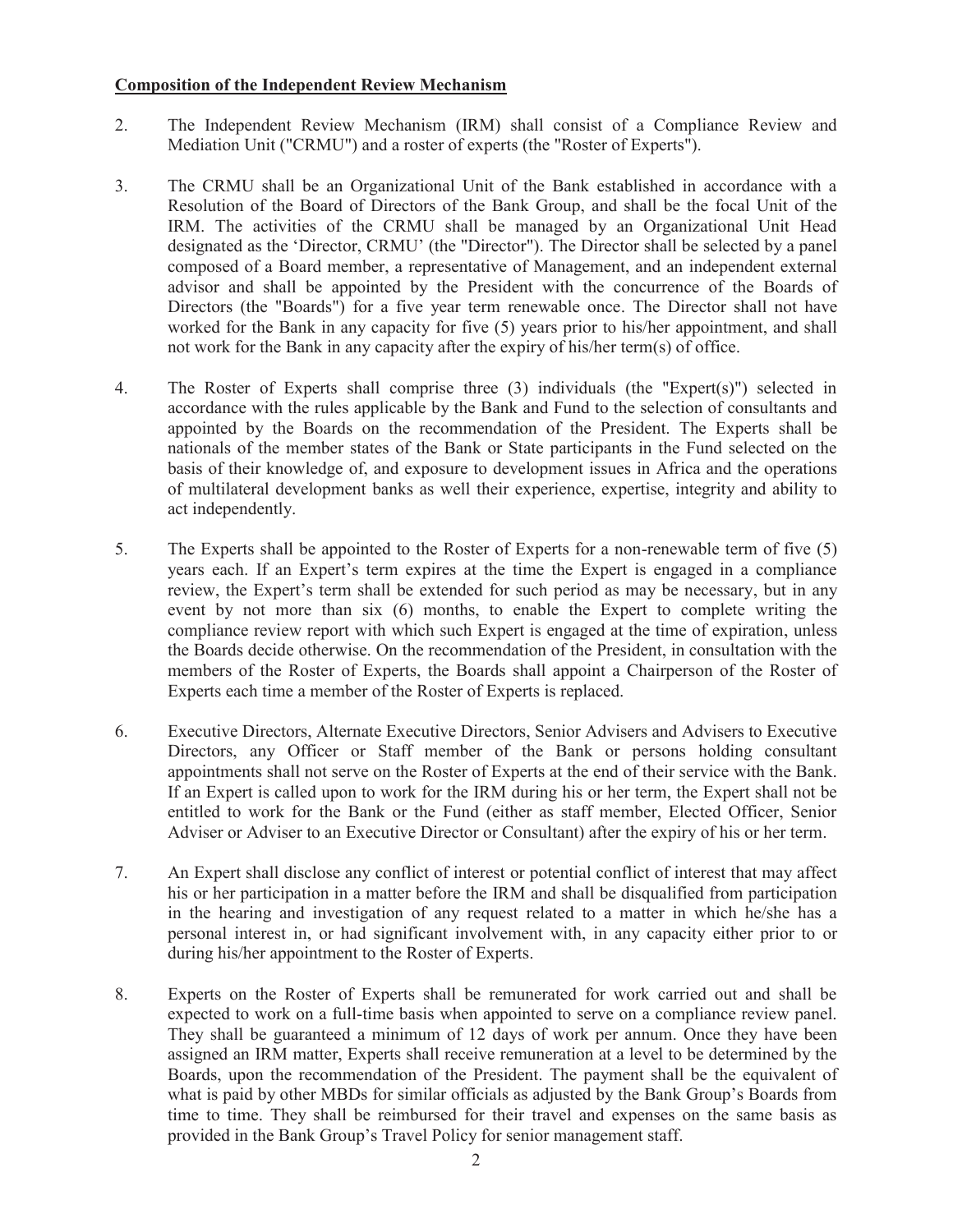**Composition of the Independent Review Mechanism**

2. The Independent Review Mechanism (IRM) shall consist of a Compliance Review and Mediation Unit ("CRMU") and a roster of experts (the "Roster of Experts").

3. The CRMU shall be an Organizational Unit of the Bank established in accordance with a Resolution of the Board of Directors of the Bank Group, and shall be the focal Unit of the IRM. The activities of the CRMU shall be managed by an Organizational Unit Head designated as the 'Director, CRMU' (the "Director"). The Director shall be selected by a panel composed of a Board member, a representative of Management, and an independent external advisor and shall be appointed by the President with the concurrence of the Boards of Directors (the "Boards") for a five year term renewable once. The Director shall not have worked for the Bank in any capacity for five (5) years prior to his/her appointment, and shall not work for the Bank in any capacity after the expiry of his/her term(s) of office.

4. The Roster of Experts shall comprise three (3) individuals (the "Expert(s)") selected in accordance with the rules applicable by the Bank and Fund to the selection of consultants and appointed by the Boards on the recommendation of the President. The Experts shall be nationals of the member states of the Bank or State participants in the Fund selected on the basis of their knowledge of, and exposure to development issues in Africa and the operations of multilateral development banks as well their experience, expertise, integrity and ability to act independently.

5. The Experts shall be appointed to the Roster of Experts for a non-renewable term of five (5) years each. If an Expert's term expires at the time the Expert is engaged in a compliance review, the Expert's term shall be extended for such period as may be necessary, but in any event by not more than six (6) months, to enable the Expert to complete writing the compliance review report with which such Expert is engaged at the time of expiration, unless the Boards decide otherwise. On the recommendation of the President, in consultation with the members of the Roster of Experts, the Boards shall appoint a Chairperson of the Roster of Experts each time a member of the Roster of Experts is replaced.

6. Executive Directors, Alternate Executive Directors, Senior Advisers and Advisers to Executive Directors, any Officer or Staff member of the Bank or persons holding consultant appointments shall not serve on the Roster of Experts at the end of their service with the Bank. If an Expert is called upon to work for the IRM during his or her term, the Expert shall not be entitled to work for the Bank or the Fund (either as staff member, Elected Officer, Senior Adviser or Adviser to an Executive Director or Consultant) after the expiry of his or her term.

7. An Expert shall disclose any conflict of interest or potential conflict of interest that may affect his or her participation in a matter before the IRM and shall be disqualified from participation in the hearing and investigation of any request related to a matter in which he/she has a personal interest in, or had significant involvement with, in any capacity either prior to or during his/her appointment to the Roster of Experts.

8. Experts on the Roster of Experts shall be remunerated for work carried out and shall be expected to work on a full-time basis when appointed to serve on a compliance review panel. They shall be guaranteed a minimum of 12 days of work per annum. Once they have been assigned an IRM matter, Experts shall receive remuneration at a level to be determined by the Boards, upon the recommendation of the President. The payment shall be the equivalent of what is paid by other MBDs for similar officials as adjusted by the Bank Group's Boards from time to time. They shall be reimbursed for their travel and expenses on the same basis as provided in the Bank Group's Travel Policy for senior management staff.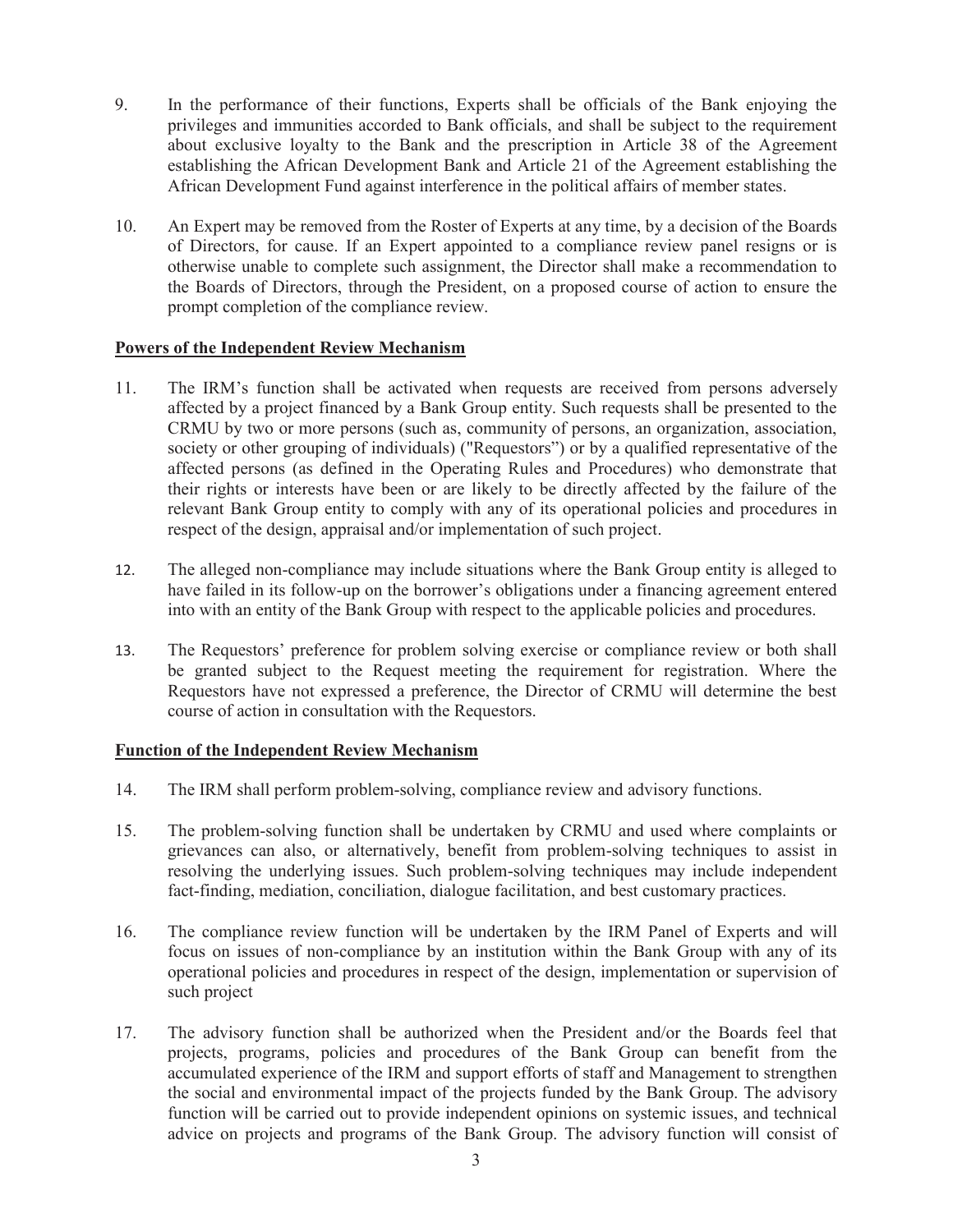9. In the performance of their functions, Experts shall be officials of the Bank enjoying the privileges and immunities accorded to Bank officials, and shall be subject to the requirement about exclusive loyalty to the Bank and the prescription in Article 38 of the Agreement establishing the African Development Bank and Article 21 of the Agreement establishing the African Development Fund against interference in the political affairs of member states.

10. An Expert may be removed from the Roster of Experts at any time, by a decision of the Boards of Directors, for cause. If an Expert appointed to a compliance review panel resigns or is otherwise unable to complete such assignment, the Director shall make a recommendation to the Boards of Directors, through the President, on a proposed course of action to ensure the prompt completion of the compliance review.

**Powers of the Independent Review Mechanism**

11. The IRM's function shall be activated when requests are received from persons adversely affected by a project financed by a Bank Group entity. Such requests shall be presented to the CRMU by two or more persons (such as, community of persons, an organization, association, society or other grouping of individuals) ("Requestors") or by a qualified representative of the affected persons (as defined in the Operating Rules and Procedures) who demonstrate that their rights or interests have been or are likely to be directly affected by the failure of the relevant Bank Group entity to comply with any of its operational policies and procedures in respect of the design, appraisal and/or implementation of such project.

12. The alleged non-compliance may include situations where the Bank Group entity is alleged to have failed in its follow-up on the borrower's obligations under a financing agreement entered into with an entity of the Bank Group with respect to the applicable policies and procedures.

13. The Requestors' preference for problem solving exercise or compliance review or both shall be granted subject to the Request meeting the requirement for registration. Where the Requestors have not expressed a preference, the Director of CRMU will determine the best course of action in consultation with the Requestors.

**Function of the Independent Review Mechanism**

14. The IRM shall perform problem-solving, compliance review and advisory functions.

15. The problem-solving function shall be undertaken by CRMU and used where complaints or grievances can also, or alternatively, benefit from problem-solving techniques to assist in resolving the underlying issues. Such problem-solving techniques may include independent fact-finding, mediation, conciliation, dialogue facilitation, and best customary practices.

16. The compliance review function will be undertaken by the IRM Panel of Experts and will focus on issues of non-compliance by an institution within the Bank Group with any of its operational policies and procedures in respect of the design, implementation or supervision of such project

17. The advisory function shall be authorized when the President and/or the Boards feel that projects, programs, policies and procedures of the Bank Group can benefit from the accumulated experience of the IRM and support efforts of staff and Management to strengthen the social and environmental impact of the projects funded by the Bank Group. The advisory function will be carried out to provide independent opinions on systemic issues, and technical advice on projects and programs of the Bank Group. The advisory function will consist of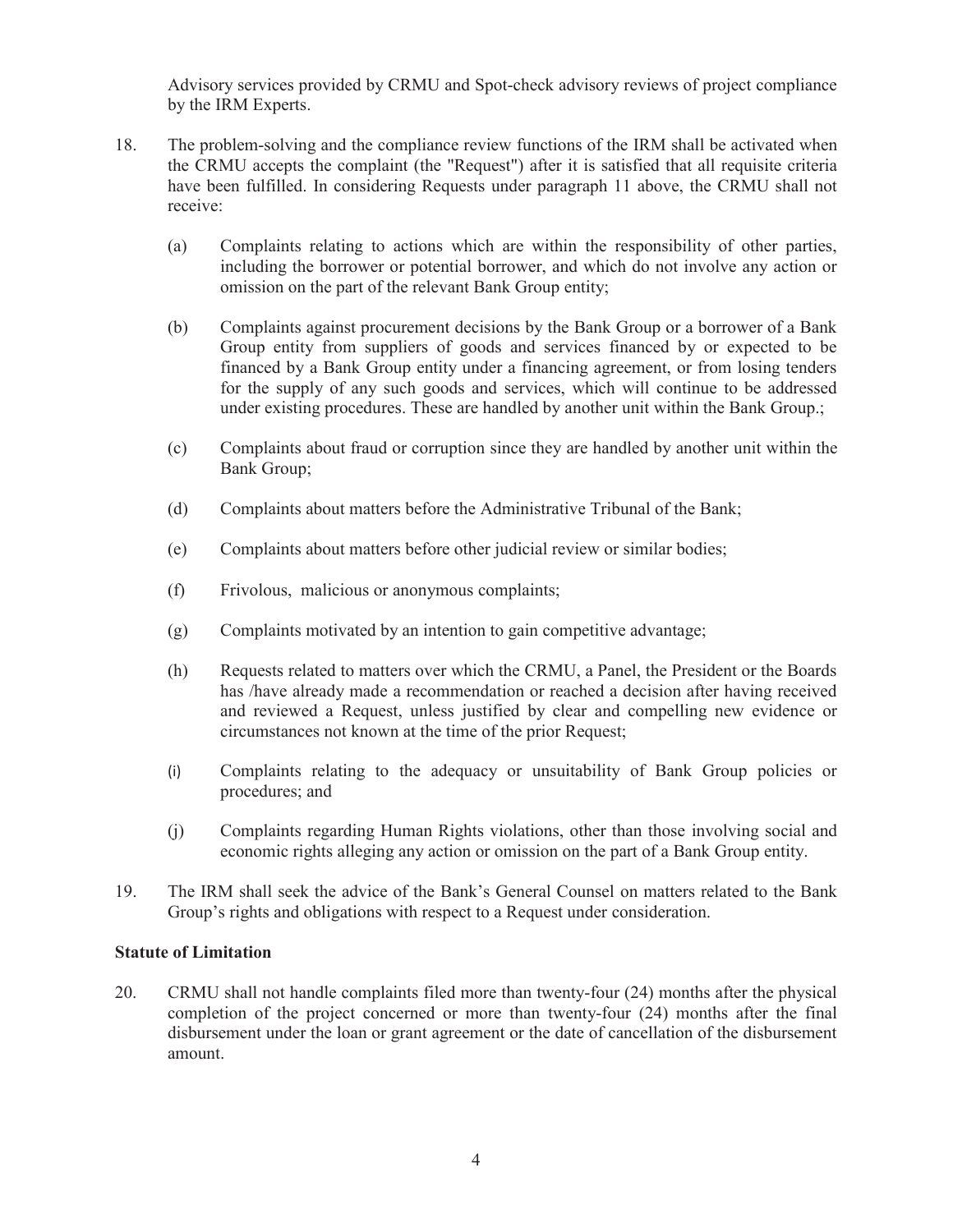Advisory services provided by CRMU and Spot-check advisory reviews of project compliance by the IRM Experts.

18. The problem-solving and the compliance review functions of the IRM shall be activated when the CRMU accepts the complaint (the "Request") after it is satisfied that all requisite criteria have been fulfilled. In considering Requests under paragraph 11 above, the CRMU shall not receive:

    (a) Complaints relating to actions which are within the responsibility of other parties, including the borrower or potential borrower, and which do not involve any action or omission on the part of the relevant Bank Group entity;

    (b) Complaints against procurement decisions by the Bank Group or a borrower of a Bank Group entity from suppliers of goods and services financed by or expected to be financed by a Bank Group entity under a financing agreement, or from losing tenders for the supply of any such goods and services, which will continue to be addressed under existing procedures. These are handled by another unit within the Bank Group.;

    (c) Complaints about fraud or corruption since they are handled by another unit within the Bank Group;

    (d) Complaints about matters before the Administrative Tribunal of the Bank;

    (e) Complaints about matters before other judicial review or similar bodies;

    (f) Frivolous, malicious or anonymous complaints;

    (g) Complaints motivated by an intention to gain competitive advantage;

    (h) Requests related to matters over which the CRMU, a Panel, the President or the Boards has /have already made a recommendation or reached a decision after having received and reviewed a Request, unless justified by clear and compelling new evidence or circumstances not known at the time of the prior Request;

    (i) Complaints relating to the adequacy or unsuitability of Bank Group policies or procedures; and

    (j) Complaints regarding Human Rights violations, other than those involving social and economic rights alleging any action or omission on the part of a Bank Group entity.

19. The IRM shall seek the advice of the Bank's General Counsel on matters related to the Bank Group's rights and obligations with respect to a Request under consideration.

**Statute of Limitation**

20. CRMU shall not handle complaints filed more than twenty-four (24) months after the physical completion of the project concerned or more than twenty-four (24) months after the final disbursement under the loan or grant agreement or the date of cancellation of the disbursement amount.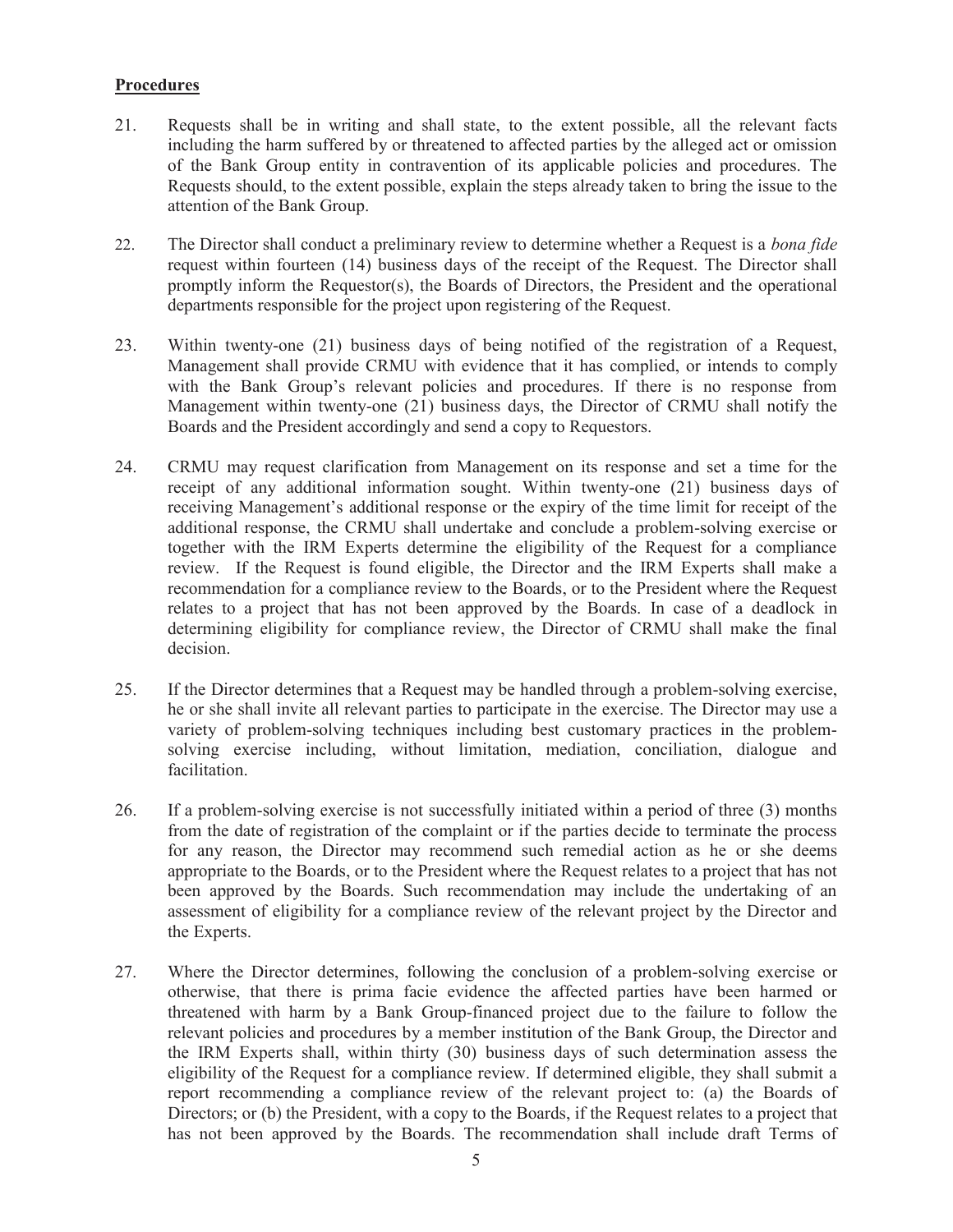**Procedures**

21. Requests shall be in writing and shall state, to the extent possible, all the relevant facts including the harm suffered by or threatened to affected parties by the alleged act or omission of the Bank Group entity in contravention of its applicable policies and procedures. The Requests should, to the extent possible, explain the steps already taken to bring the issue to the attention of the Bank Group.

22. The Director shall conduct a preliminary review to determine whether a Request is a *bona fide* request within fourteen (14) business days of the receipt of the Request. The Director shall promptly inform the Requestor(s), the Boards of Directors, the President and the operational departments responsible for the project upon registering of the Request.

23. Within twenty-one (21) business days of being notified of the registration of a Request, Management shall provide CRMU with evidence that it has complied, or intends to comply with the Bank Group's relevant policies and procedures. If there is no response from Management within twenty-one (21) business days, the Director of CRMU shall notify the Boards and the President accordingly and send a copy to Requestors.

24. CRMU may request clarification from Management on its response and set a time for the receipt of any additional information sought. Within twenty-one (21) business days of receiving Management's additional response or the expiry of the time limit for receipt of the additional response, the CRMU shall undertake and conclude a problem-solving exercise or together with the IRM Experts determine the eligibility of the Request for a compliance review. If the Request is found eligible, the Director and the IRM Experts shall make a recommendation for a compliance review to the Boards, or to the President where the Request relates to a project that has not been approved by the Boards. In case of a deadlock in determining eligibility for compliance review, the Director of CRMU shall make the final decision.

25. If the Director determines that a Request may be handled through a problem-solving exercise, he or she shall invite all relevant parties to participate in the exercise. The Director may use a variety of problem-solving techniques including best customary practices in the problem-solving exercise including, without limitation, mediation, conciliation, dialogue and facilitation.

26. If a problem-solving exercise is not successfully initiated within a period of three (3) months from the date of registration of the complaint or if the parties decide to terminate the process for any reason, the Director may recommend such remedial action as he or she deems appropriate to the Boards, or to the President where the Request relates to a project that has not been approved by the Boards. Such recommendation may include the undertaking of an assessment of eligibility for a compliance review of the relevant project by the Director and the Experts.

27. Where the Director determines, following the conclusion of a problem-solving exercise or otherwise, that there is prima facie evidence the affected parties have been harmed or threatened with harm by a Bank Group-financed project due to the failure to follow the relevant policies and procedures by a member institution of the Bank Group, the Director and the IRM Experts shall, within thirty (30) business days of such determination assess the eligibility of the Request for a compliance review. If determined eligible, they shall submit a report recommending a compliance review of the relevant project to: (a) the Boards of Directors; or (b) the President, with a copy to the Boards, if the Request relates to a project that has not been approved by the Boards. The recommendation shall include draft Terms of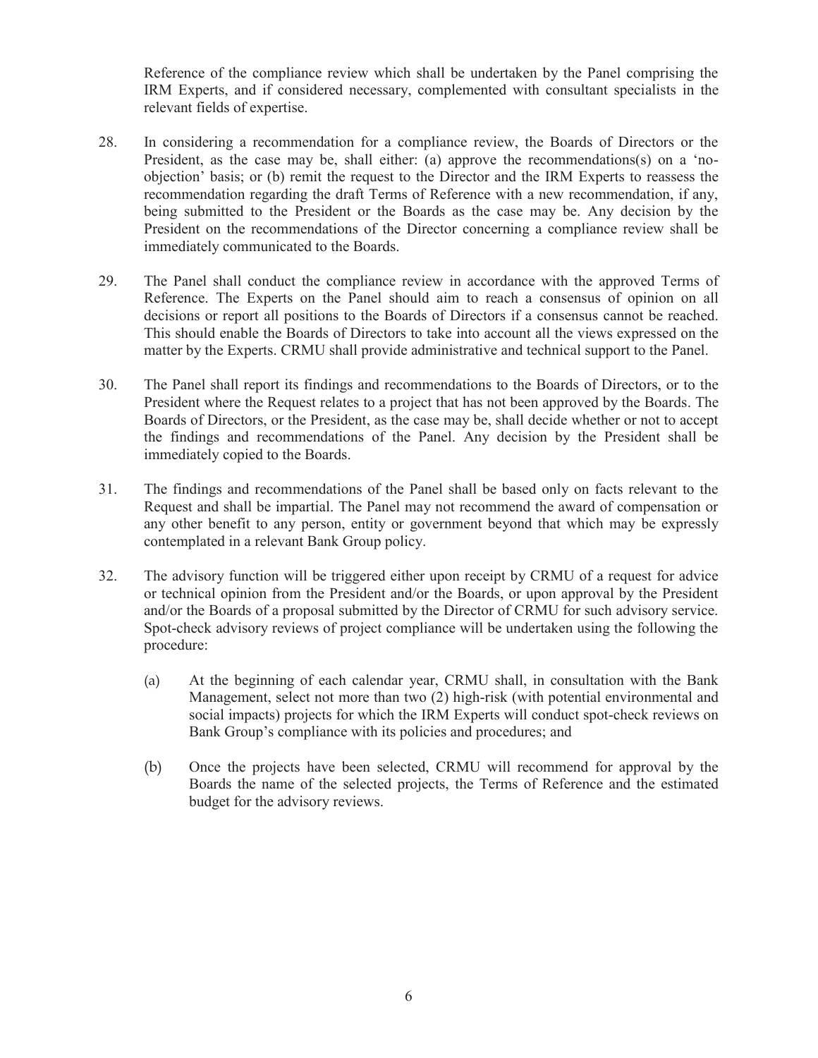Reference of the compliance review which shall be undertaken by the Panel comprising the IRM Experts, and if considered necessary, complemented with consultant specialists in the relevant fields of expertise.

28. In considering a recommendation for a compliance review, the Boards of Directors or the President, as the case may be, shall either: (a) approve the recommendations(s) on a 'no-objection' basis; or (b) remit the request to the Director and the IRM Experts to reassess the recommendation regarding the draft Terms of Reference with a new recommendation, if any, being submitted to the President or the Boards as the case may be. Any decision by the President on the recommendations of the Director concerning a compliance review shall be immediately communicated to the Boards.

29. The Panel shall conduct the compliance review in accordance with the approved Terms of Reference. The Experts on the Panel should aim to reach a consensus of opinion on all decisions or report all positions to the Boards of Directors if a consensus cannot be reached. This should enable the Boards of Directors to take into account all the views expressed on the matter by the Experts. CRMU shall provide administrative and technical support to the Panel.

30. The Panel shall report its findings and recommendations to the Boards of Directors, or to the President where the Request relates to a project that has not been approved by the Boards. The Boards of Directors, or the President, as the case may be, shall decide whether or not to accept the findings and recommendations of the Panel. Any decision by the President shall be immediately copied to the Boards.

31. The findings and recommendations of the Panel shall be based only on facts relevant to the Request and shall be impartial. The Panel may not recommend the award of compensation or any other benefit to any person, entity or government beyond that which may be expressly contemplated in a relevant Bank Group policy.

32. The advisory function will be triggered either upon receipt by CRMU of a request for advice or technical opinion from the President and/or the Boards, or upon approval by the President and/or the Boards of a proposal submitted by the Director of CRMU for such advisory service. Spot-check advisory reviews of project compliance will be undertaken using the following the procedure:

    (a) At the beginning of each calendar year, CRMU shall, in consultation with the Bank Management, select not more than two (2) high-risk (with potential environmental and social impacts) projects for which the IRM Experts will conduct spot-check reviews on Bank Group's compliance with its policies and procedures; and

    (b) Once the projects have been selected, CRMU will recommend for approval by the Boards the name of the selected projects, the Terms of Reference and the estimated budget for the advisory reviews.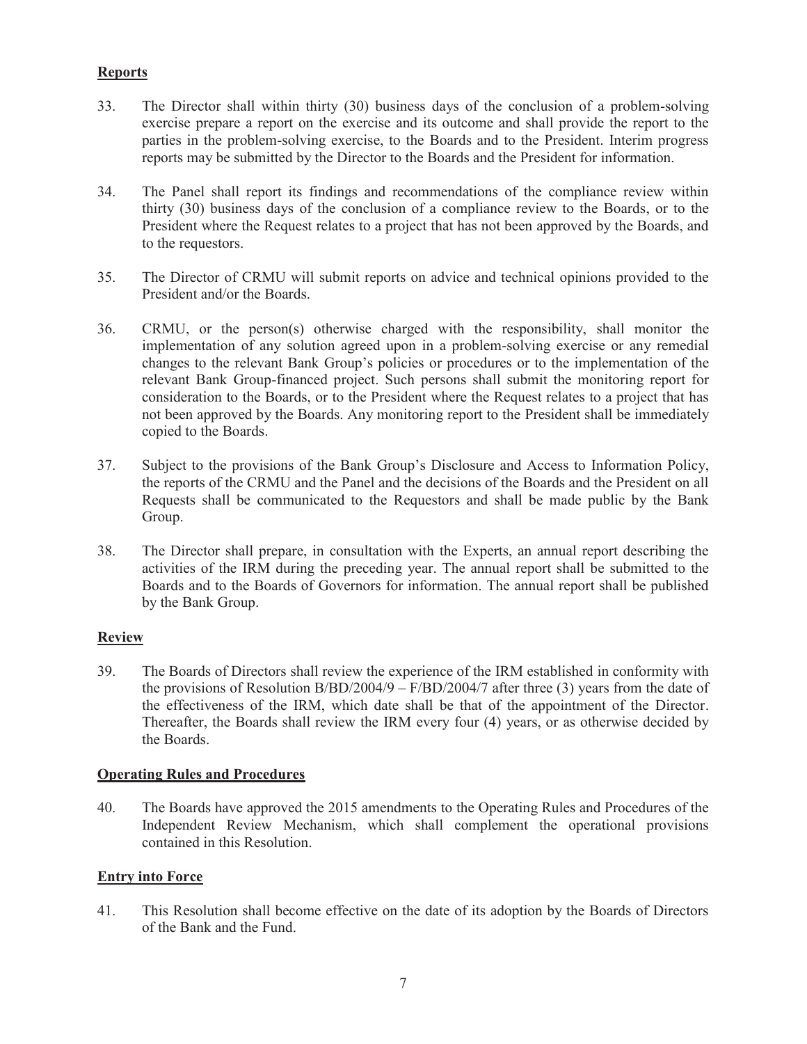## Reports

33. The Director shall within thirty (30) business days of the conclusion of a problem-solving exercise prepare a report on the exercise and its outcome and shall provide the report to the parties in the problem-solving exercise, to the Boards and to the President. Interim progress reports may be submitted by the Director to the Boards and the President for information.

34. The Panel shall report its findings and recommendations of the compliance review within thirty (30) business days of the conclusion of a compliance review to the Boards, or to the President where the Request relates to a project that has not been approved by the Boards, and to the requestors.

35. The Director of CRMU will submit reports on advice and technical opinions provided to the President and/or the Boards.

36. CRMU, or the person(s) otherwise charged with the responsibility, shall monitor the implementation of any solution agreed upon in a problem-solving exercise or any remedial changes to the relevant Bank Group's policies or procedures or to the implementation of the relevant Bank Group-financed project. Such persons shall submit the monitoring report for consideration to the Boards, or to the President where the Request relates to a project that has not been approved by the Boards. Any monitoring report to the President shall be immediately copied to the Boards.

37. Subject to the provisions of the Bank Group's Disclosure and Access to Information Policy, the reports of the CRMU and the Panel and the decisions of the Boards and the President on all Requests shall be communicated to the Requestors and shall be made public by the Bank Group.

38. The Director shall prepare, in consultation with the Experts, an annual report describing the activities of the IRM during the preceding year. The annual report shall be submitted to the Boards and to the Boards of Governors for information. The annual report shall be published by the Bank Group.

## Review

39. The Boards of Directors shall review the experience of the IRM established in conformity with the provisions of Resolution B/BD/2004/9 – F/BD/2004/7 after three (3) years from the date of the effectiveness of the IRM, which date shall be that of the appointment of the Director. Thereafter, the Boards shall review the IRM every four (4) years, or as otherwise decided by the Boards.

## Operating Rules and Procedures

40. The Boards have approved the 2015 amendments to the Operating Rules and Procedures of the Independent Review Mechanism, which shall complement the operational provisions contained in this Resolution.

## Entry into Force

41. This Resolution shall become effective on the date of its adoption by the Boards of Directors of the Bank and the Fund.